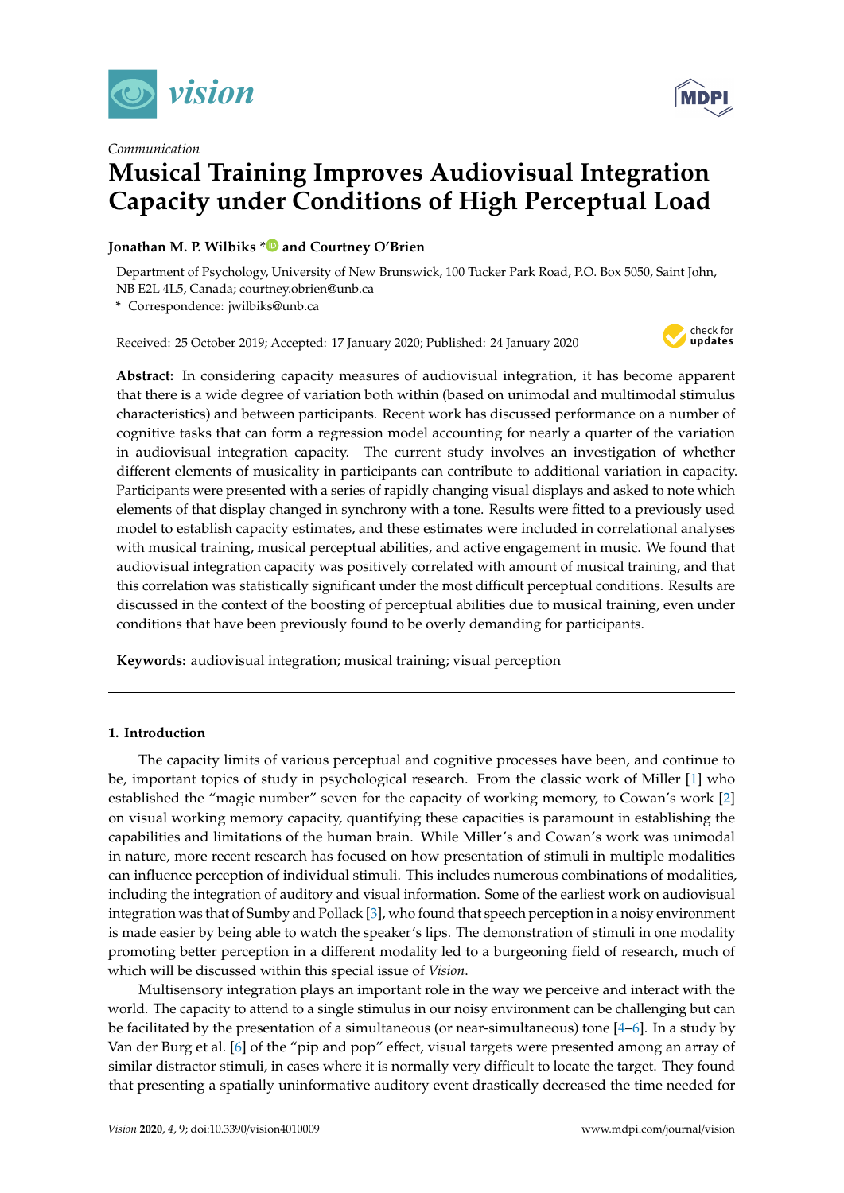*Communication*

# Musical Training Improves Audiovisual Integration Capacity under Conditions of High Perceptual Load

**Jonathan M. P. Wilbiks * and Courtney O'Brien**

Department of Psychology, University of New Brunswick, 100 Tucker Park Road, P.O. Box 5050, Saint John, NB E2L 4L5, Canada; courtney.obrien@unb.ca

* Correspondence: jwilbiks@unb.ca

Received: 25 October 2019; Accepted: 17 January 2020; Published: 24 January 2020

**Abstract:** In considering capacity measures of audiovisual integration, it has become apparent that there is a wide degree of variation both within (based on unimodal and multimodal stimulus characteristics) and between participants. Recent work has discussed performance on a number of cognitive tasks that can form a regression model accounting for nearly a quarter of the variation in audiovisual integration capacity. The current study involves an investigation of whether different elements of musicality in participants can contribute to additional variation in capacity. Participants were presented with a series of rapidly changing visual displays and asked to note which elements of that display changed in synchrony with a tone. Results were fitted to a previously used model to establish capacity estimates, and these estimates were included in correlational analyses with musical training, musical perceptual abilities, and active engagement in music. We found that audiovisual integration capacity was positively correlated with amount of musical training, and that this correlation was statistically significant under the most difficult perceptual conditions. Results are discussed in the context of the boosting of perceptual abilities due to musical training, even under conditions that have been previously found to be overly demanding for participants.

**Keywords:** audiovisual integration; musical training; visual perception

## 1. Introduction

The capacity limits of various perceptual and cognitive processes have been, and continue to be, important topics of study in psychological research. From the classic work of Miller [1] who established the "magic number" seven for the capacity of working memory, to Cowan's work [2] on visual working memory capacity, quantifying these capacities is paramount in establishing the capabilities and limitations of the human brain. While Miller's and Cowan's work was unimodal in nature, more recent research has focused on how presentation of stimuli in multiple modalities can influence perception of individual stimuli. This includes numerous combinations of modalities, including the integration of auditory and visual information. Some of the earliest work on audiovisual integration was that of Sumby and Pollack [3], who found that speech perception in a noisy environment is made easier by being able to watch the speaker's lips. The demonstration of stimuli in one modality promoting better perception in a different modality led to a burgeoning field of research, much of which will be discussed within this special issue of *Vision*.

Multisensory integration plays an important role in the way we perceive and interact with the world. The capacity to attend to a single stimulus in our noisy environment can be challenging but can be facilitated by the presentation of a simultaneous (or near-simultaneous) tone [4–6]. In a study by Van der Burg et al. [6] of the "pip and pop" effect, visual targets were presented among an array of similar distractor stimuli, in cases where it is normally very difficult to locate the target. They found that presenting a spatially uninformative auditory event drastically decreased the time needed for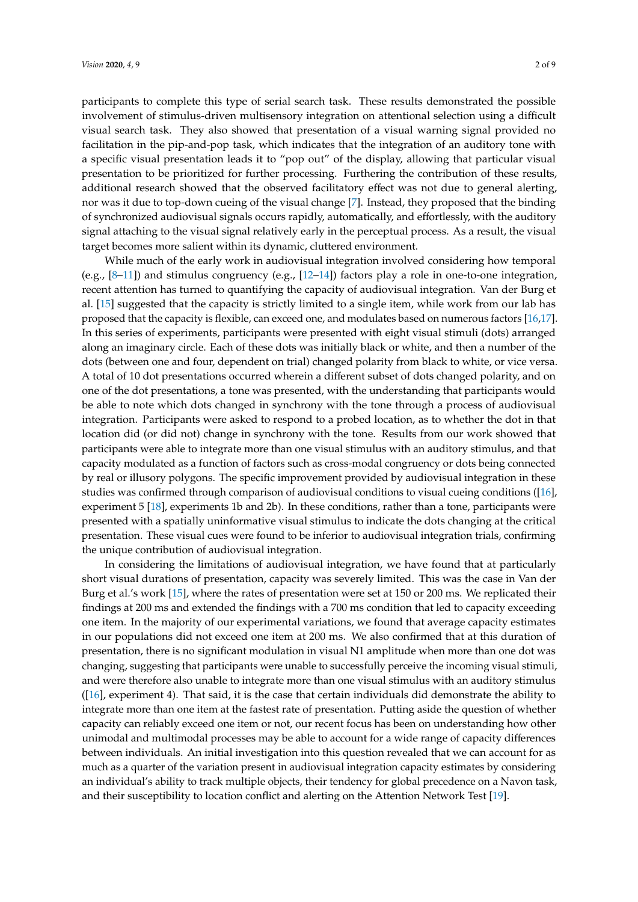participants to complete this type of serial search task. These results demonstrated the possible involvement of stimulus-driven multisensory integration on attentional selection using a difficult visual search task. They also showed that presentation of a visual warning signal provided no facilitation in the pip-and-pop task, which indicates that the integration of an auditory tone with a specific visual presentation leads it to "pop out" of the display, allowing that particular visual presentation to be prioritized for further processing. Furthering the contribution of these results, additional research showed that the observed facilitatory effect was not due to general alerting, nor was it due to top-down cueing of the visual change [7]. Instead, they proposed that the binding of synchronized audiovisual signals occurs rapidly, automatically, and effortlessly, with the auditory signal attaching to the visual signal relatively early in the perceptual process. As a result, the visual target becomes more salient within its dynamic, cluttered environment.

While much of the early work in audiovisual integration involved considering how temporal (e.g., [8–11]) and stimulus congruency (e.g., [12–14]) factors play a role in one-to-one integration, recent attention has turned to quantifying the capacity of audiovisual integration. Van der Burg et al. [15] suggested that the capacity is strictly limited to a single item, while work from our lab has proposed that the capacity is flexible, can exceed one, and modulates based on numerous factors [16,17]. In this series of experiments, participants were presented with eight visual stimuli (dots) arranged along an imaginary circle. Each of these dots was initially black or white, and then a number of the dots (between one and four, dependent on trial) changed polarity from black to white, or vice versa. A total of 10 dot presentations occurred wherein a different subset of dots changed polarity, and on one of the dot presentations, a tone was presented, with the understanding that participants would be able to note which dots changed in synchrony with the tone through a process of audiovisual integration. Participants were asked to respond to a probed location, as to whether the dot in that location did (or did not) change in synchrony with the tone. Results from our work showed that participants were able to integrate more than one visual stimulus with an auditory stimulus, and that capacity modulated as a function of factors such as cross-modal congruency or dots being connected by real or illusory polygons. The specific improvement provided by audiovisual integration in these studies was confirmed through comparison of audiovisual conditions to visual cueing conditions ([16], experiment 5 [18], experiments 1b and 2b). In these conditions, rather than a tone, participants were presented with a spatially uninformative visual stimulus to indicate the dots changing at the critical presentation. These visual cues were found to be inferior to audiovisual integration trials, confirming the unique contribution of audiovisual integration.

In considering the limitations of audiovisual integration, we have found that at particularly short visual durations of presentation, capacity was severely limited. This was the case in Van der Burg et al.'s work [15], where the rates of presentation were set at 150 or 200 ms. We replicated their findings at 200 ms and extended the findings with a 700 ms condition that led to capacity exceeding one item. In the majority of our experimental variations, we found that average capacity estimates in our populations did not exceed one item at 200 ms. We also confirmed that at this duration of presentation, there is no significant modulation in visual N1 amplitude when more than one dot was changing, suggesting that participants were unable to successfully perceive the incoming visual stimuli, and were therefore also unable to integrate more than one visual stimulus with an auditory stimulus ([16], experiment 4). That said, it is the case that certain individuals did demonstrate the ability to integrate more than one item at the fastest rate of presentation. Putting aside the question of whether capacity can reliably exceed one item or not, our recent focus has been on understanding how other unimodal and multimodal processes may be able to account for a wide range of capacity differences between individuals. An initial investigation into this question revealed that we can account for as much as a quarter of the variation present in audiovisual integration capacity estimates by considering an individual's ability to track multiple objects, their tendency for global precedence on a Navon task, and their susceptibility to location conflict and alerting on the Attention Network Test [19].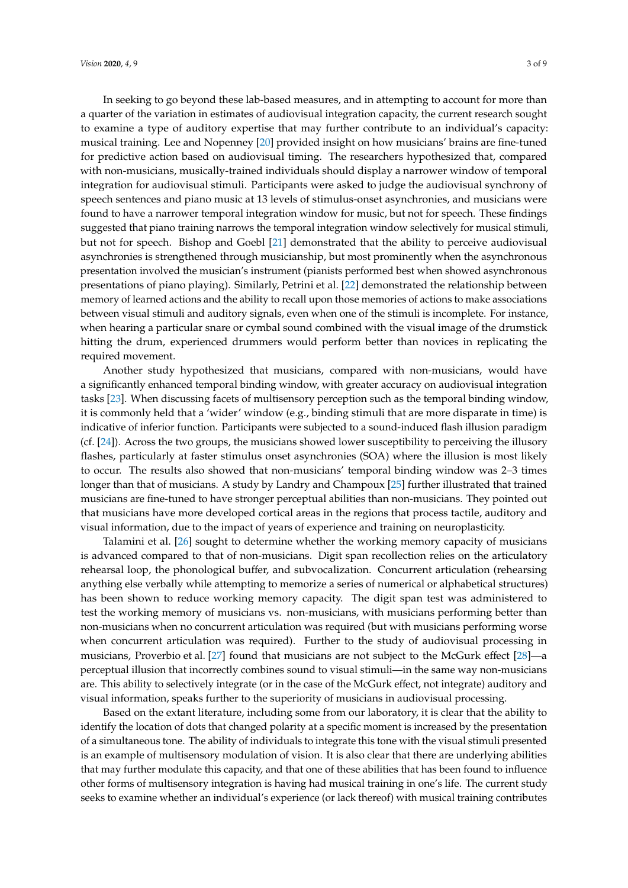In seeking to go beyond these lab-based measures, and in attempting to account for more than a quarter of the variation in estimates of audiovisual integration capacity, the current research sought to examine a type of auditory expertise that may further contribute to an individual's capacity: musical training. Lee and Nopenney [20] provided insight on how musicians' brains are fine-tuned for predictive action based on audiovisual timing. The researchers hypothesized that, compared with non-musicians, musically-trained individuals should display a narrower window of temporal integration for audiovisual stimuli. Participants were asked to judge the audiovisual synchrony of speech sentences and piano music at 13 levels of stimulus-onset asynchronies, and musicians were found to have a narrower temporal integration window for music, but not for speech. These findings suggested that piano training narrows the temporal integration window selectively for musical stimuli, but not for speech. Bishop and Goebl [21] demonstrated that the ability to perceive audiovisual asynchronies is strengthened through musicianship, but most prominently when the asynchronous presentation involved the musician's instrument (pianists performed best when showed asynchronous presentations of piano playing). Similarly, Petrini et al. [22] demonstrated the relationship between memory of learned actions and the ability to recall upon those memories of actions to make associations between visual stimuli and auditory signals, even when one of the stimuli is incomplete. For instance, when hearing a particular snare or cymbal sound combined with the visual image of the drumstick hitting the drum, experienced drummers would perform better than novices in replicating the required movement.

Another study hypothesized that musicians, compared with non-musicians, would have a significantly enhanced temporal binding window, with greater accuracy on audiovisual integration tasks [23]. When discussing facets of multisensory perception such as the temporal binding window, it is commonly held that a 'wider' window (e.g., binding stimuli that are more disparate in time) is indicative of inferior function. Participants were subjected to a sound-induced flash illusion paradigm (cf. [24]). Across the two groups, the musicians showed lower susceptibility to perceiving the illusory flashes, particularly at faster stimulus onset asynchronies (SOA) where the illusion is most likely to occur. The results also showed that non-musicians' temporal binding window was 2–3 times longer than that of musicians. A study by Landry and Champoux [25] further illustrated that trained musicians are fine-tuned to have stronger perceptual abilities than non-musicians. They pointed out that musicians have more developed cortical areas in the regions that process tactile, auditory and visual information, due to the impact of years of experience and training on neuroplasticity.

Talamini et al. [26] sought to determine whether the working memory capacity of musicians is advanced compared to that of non-musicians. Digit span recollection relies on the articulatory rehearsal loop, the phonological buffer, and subvocalization. Concurrent articulation (rehearsing anything else verbally while attempting to memorize a series of numerical or alphabetical structures) has been shown to reduce working memory capacity. The digit span test was administered to test the working memory of musicians vs. non-musicians, with musicians performing better than non-musicians when no concurrent articulation was required (but with musicians performing worse when concurrent articulation was required). Further to the study of audiovisual processing in musicians, Proverbio et al. [27] found that musicians are not subject to the McGurk effect [28]—a perceptual illusion that incorrectly combines sound to visual stimuli—in the same way non-musicians are. This ability to selectively integrate (or in the case of the McGurk effect, not integrate) auditory and visual information, speaks further to the superiority of musicians in audiovisual processing.

Based on the extant literature, including some from our laboratory, it is clear that the ability to identify the location of dots that changed polarity at a specific moment is increased by the presentation of a simultaneous tone. The ability of individuals to integrate this tone with the visual stimuli presented is an example of multisensory modulation of vision. It is also clear that there are underlying abilities that may further modulate this capacity, and that one of these abilities that has been found to influence other forms of multisensory integration is having had musical training in one's life. The current study seeks to examine whether an individual's experience (or lack thereof) with musical training contributes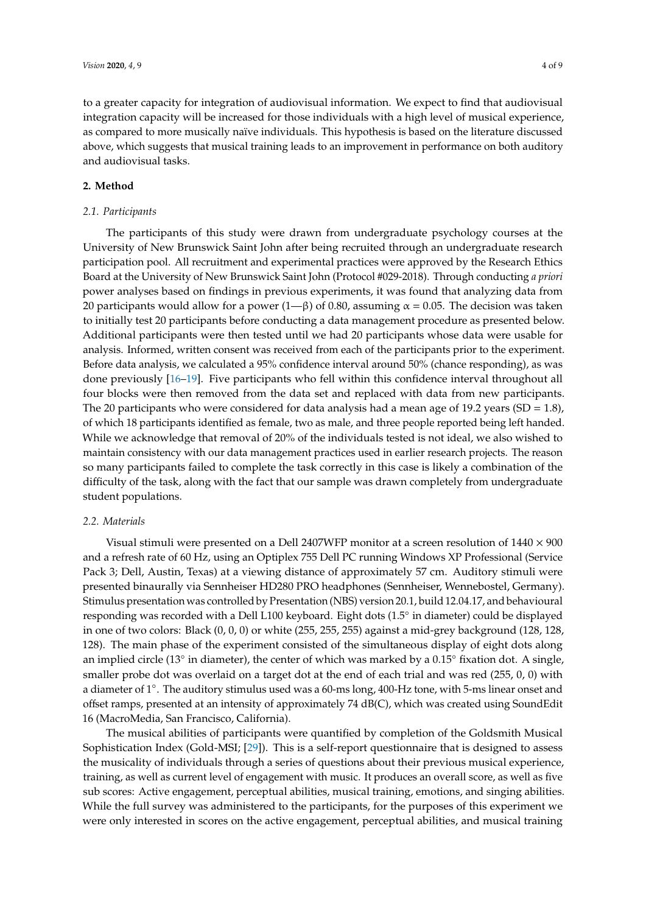to a greater capacity for integration of audiovisual information. We expect to find that audiovisual integration capacity will be increased for those individuals with a high level of musical experience, as compared to more musically naïve individuals. This hypothesis is based on the literature discussed above, which suggests that musical training leads to an improvement in performance on both auditory and audiovisual tasks.

## 2. Method

### 2.1. Participants

The participants of this study were drawn from undergraduate psychology courses at the University of New Brunswick Saint John after being recruited through an undergraduate research participation pool. All recruitment and experimental practices were approved by the Research Ethics Board at the University of New Brunswick Saint John (Protocol #029-2018). Through conducting *a priori* power analyses based on findings in previous experiments, it was found that analyzing data from 20 participants would allow for a power ($1-\beta$) of 0.80, assuming $\alpha = 0.05$. The decision was taken to initially test 20 participants before conducting a data management procedure as presented below. Additional participants were then tested until we had 20 participants whose data were usable for analysis. Informed, written consent was received from each of the participants prior to the experiment. Before data analysis, we calculated a 95% confidence interval around 50% (chance responding), as was done previously [16–19]. Five participants who fell within this confidence interval throughout all four blocks were then removed from the data set and replaced with data from new participants. The 20 participants who were considered for data analysis had a mean age of 19.2 years (SD = 1.8), of which 18 participants identified as female, two as male, and three people reported being left handed. While we acknowledge that removal of 20% of the individuals tested is not ideal, we also wished to maintain consistency with our data management practices used in earlier research projects. The reason so many participants failed to complete the task correctly in this case is likely a combination of the difficulty of the task, along with the fact that our sample was drawn completely from undergraduate student populations.

### 2.2. Materials

Visual stimuli were presented on a Dell 2407WFP monitor at a screen resolution of $1440 \times 900$ and a refresh rate of 60 Hz, using an Optiplex 755 Dell PC running Windows XP Professional (Service Pack 3; Dell, Austin, Texas) at a viewing distance of approximately 57 cm. Auditory stimuli were presented binaurally via Sennheiser HD280 PRO headphones (Sennheiser, Wennebostel, Germany). Stimulus presentation was controlled by Presentation (NBS) version 20.1, build 12.04.17, and behavioural responding was recorded with a Dell L100 keyboard. Eight dots (1.5° in diameter) could be displayed in one of two colors: Black (0, 0, 0) or white (255, 255, 255) against a mid-grey background (128, 128, 128). The main phase of the experiment consisted of the simultaneous display of eight dots along an implied circle (13° in diameter), the center of which was marked by a 0.15° fixation dot. A single, smaller probe dot was overlaid on a target dot at the end of each trial and was red (255, 0, 0) with a diameter of 1°. The auditory stimulus used was a 60-ms long, 400-Hz tone, with 5-ms linear onset and offset ramps, presented at an intensity of approximately 74 dB(C), which was created using SoundEdit 16 (MacroMedia, San Francisco, California).

The musical abilities of participants were quantified by completion of the Goldsmith Musical Sophistication Index (Gold-MSI; [29]). This is a self-report questionnaire that is designed to assess the musicality of individuals through a series of questions about their previous musical experience, training, as well as current level of engagement with music. It produces an overall score, as well as five sub scores: Active engagement, perceptual abilities, musical training, emotions, and singing abilities. While the full survey was administered to the participants, for the purposes of this experiment we were only interested in scores on the active engagement, perceptual abilities, and musical training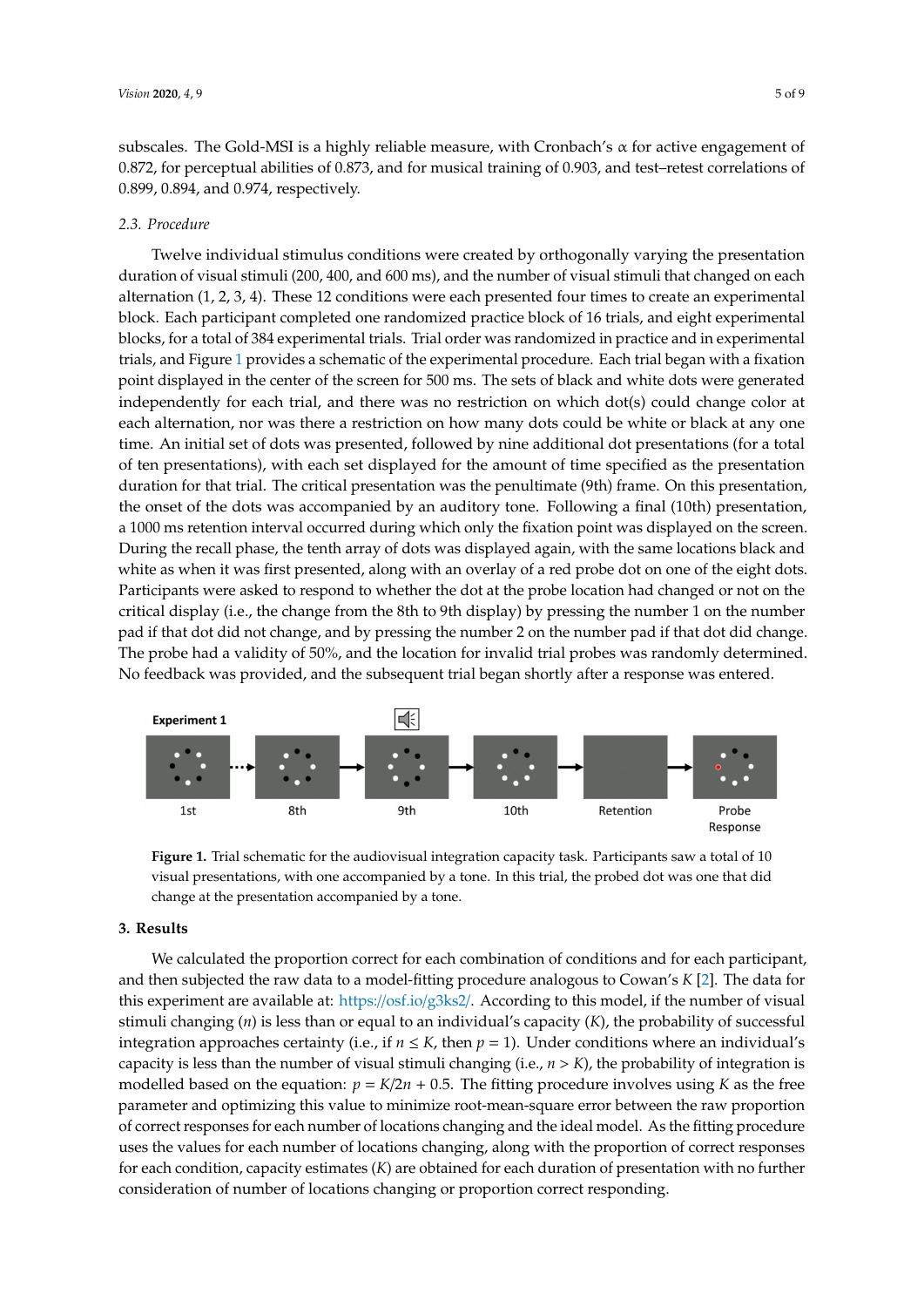subscales. The Gold-MSI is a highly reliable measure, with Cronbach's α for active engagement of 0.872, for perceptual abilities of 0.873, and for musical training of 0.903, and test–retest correlations of 0.899, 0.894, and 0.974, respectively.

### 2.3. Procedure

Twelve individual stimulus conditions were created by orthogonally varying the presentation duration of visual stimuli (200, 400, and 600 ms), and the number of visual stimuli that changed on each alternation (1, 2, 3, 4). These 12 conditions were each presented four times to create an experimental block. Each participant completed one randomized practice block of 16 trials, and eight experimental blocks, for a total of 384 experimental trials. Trial order was randomized in practice and in experimental trials, and Figure 1 provides a schematic of the experimental procedure. Each trial began with a fixation point displayed in the center of the screen for 500 ms. The sets of black and white dots were generated independently for each trial, and there was no restriction on which dot(s) could change color at each alternation, nor was there a restriction on how many dots could be white or black at any one time. An initial set of dots was presented, followed by nine additional dot presentations (for a total of ten presentations), with each set displayed for the amount of time specified as the presentation duration for that trial. The critical presentation was the penultimate (9th) frame. On this presentation, the onset of the dots was accompanied by an auditory tone. Following a final (10th) presentation, a 1000 ms retention interval occurred during which only the fixation point was displayed on the screen. During the recall phase, the tenth array of dots was displayed again, with the same locations black and white as when it was first presented, along with an overlay of a red probe dot on one of the eight dots. Participants were asked to respond to whether the dot at the probe location had changed or not on the critical display (i.e., the change from the 8th to 9th display) by pressing the number 1 on the number pad if that dot did not change, and by pressing the number 2 on the number pad if that dot did change. The probe had a validity of 50%, and the location for invalid trial probes was randomly determined. No feedback was provided, and the subsequent trial began shortly after a response was entered.

**Figure 1.** Trial schematic for the audiovisual integration capacity task. Participants saw a total of 10 visual presentations, with one accompanied by a tone. In this trial, the probed dot was one that did change at the presentation accompanied by a tone.

## 3. Results

We calculated the proportion correct for each combination of conditions and for each participant, and then subjected the raw data to a model-fitting procedure analogous to Cowan's $K$ [2]. The data for this experiment are available at: https://osf.io/g3ks2/. According to this model, if the number of visual stimuli changing ($n$) is less than or equal to an individual's capacity ($K$), the probability of successful integration approaches certainty (i.e., if $n \leq K$, then $p = 1$). Under conditions where an individual's capacity is less than the number of visual stimuli changing (i.e., $n > K$), the probability of integration is modelled based on the equation: $p = K/2n + 0.5$. The fitting procedure involves using $K$ as the free parameter and optimizing this value to minimize root-mean-square error between the raw proportion of correct responses for each number of locations changing and the ideal model. As the fitting procedure uses the values for each number of locations changing, along with the proportion of correct responses for each condition, capacity estimates ($K$) are obtained for each duration of presentation with no further consideration of number of locations changing or proportion correct responding.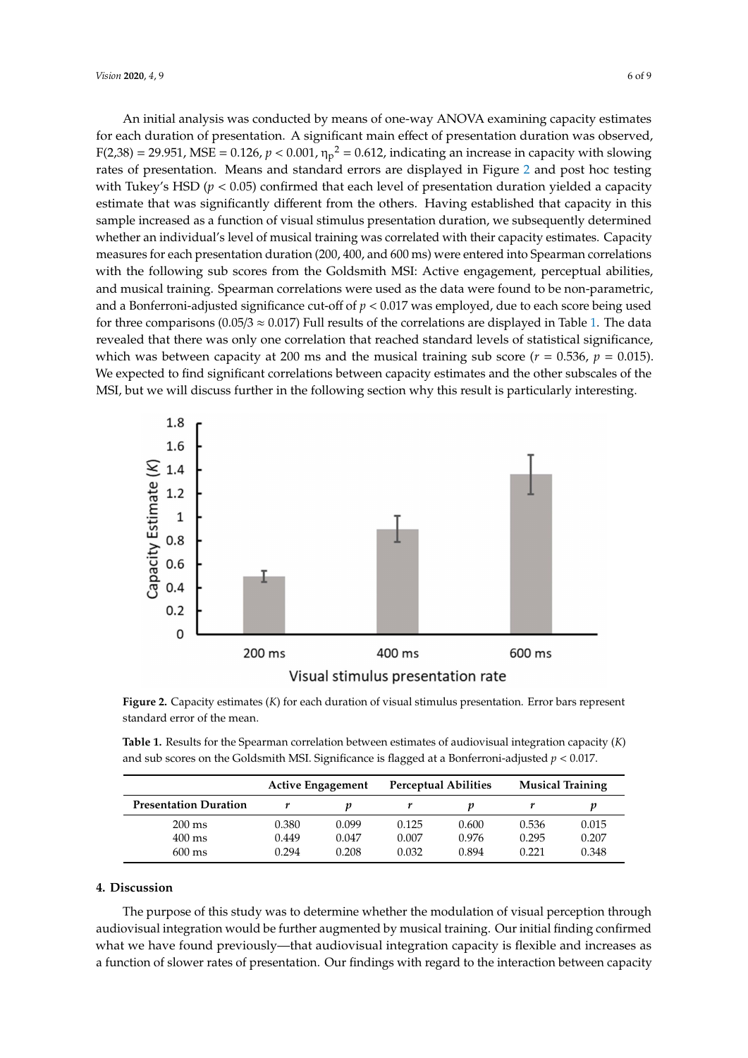An initial analysis was conducted by means of one-way ANOVA examining capacity estimates for each duration of presentation. A significant main effect of presentation duration was observed, $F(2,38) = 29.951$, $MSE = 0.126$, $p < 0.001$, $\eta_p^2 = 0.612$, indicating an increase in capacity with slowing rates of presentation. Means and standard errors are displayed in Figure 2 and post hoc testing with Tukey's HSD ($p < 0.05$) confirmed that each level of presentation duration yielded a capacity estimate that was significantly different from the others. Having established that capacity in this sample increased as a function of visual stimulus presentation duration, we subsequently determined whether an individual's level of musical training was correlated with their capacity estimates. Capacity measures for each presentation duration (200, 400, and 600 ms) were entered into Spearman correlations with the following sub scores from the Goldsmith MSI: Active engagement, perceptual abilities, and musical training. Spearman correlations were used as the data were found to be non-parametric, and a Bonferroni-adjusted significance cut-off of $p < 0.017$ was employed, due to each score being used for three comparisons ($0.05/3 \approx 0.017$) Full results of the correlations are displayed in Table 1. The data revealed that there was only one correlation that reached standard levels of statistical significance, which was between capacity at 200 ms and the musical training sub score ($r = 0.536$, $p = 0.015$). We expected to find significant correlations between capacity estimates and the other subscales of the MSI, but we will discuss further in the following section why this result is particularly interesting.

**Figure 2.** Capacity estimates ($K$) for each duration of visual stimulus presentation. Error bars represent standard error of the mean.

**Table 1.** Results for the Spearman correlation between estimates of audiovisual integration capacity ($K$) and sub scores on the Goldsmith MSI. Significance is flagged at a Bonferroni-adjusted $p < 0.017$.

| | Active Engagement | | Perceptual Abilities | | Musical Training | |
|---|---|---|---|---|---|---|
| **Presentation Duration** | $r$ | $p$ | $r$ | $p$ | $r$ | $p$ |
| 200 ms | 0.380 | 0.099 | 0.125 | 0.600 | 0.536 | 0.015 |
| 400 ms | 0.449 | 0.047 | 0.007 | 0.976 | 0.295 | 0.207 |
| 600 ms | 0.294 | 0.208 | 0.032 | 0.894 | 0.221 | 0.348 |

## 4. Discussion

The purpose of this study was to determine whether the modulation of visual perception through audiovisual integration would be further augmented by musical training. Our initial finding confirmed what we have found previously—that audiovisual integration capacity is flexible and increases as a function of slower rates of presentation. Our findings with regard to the interaction between capacity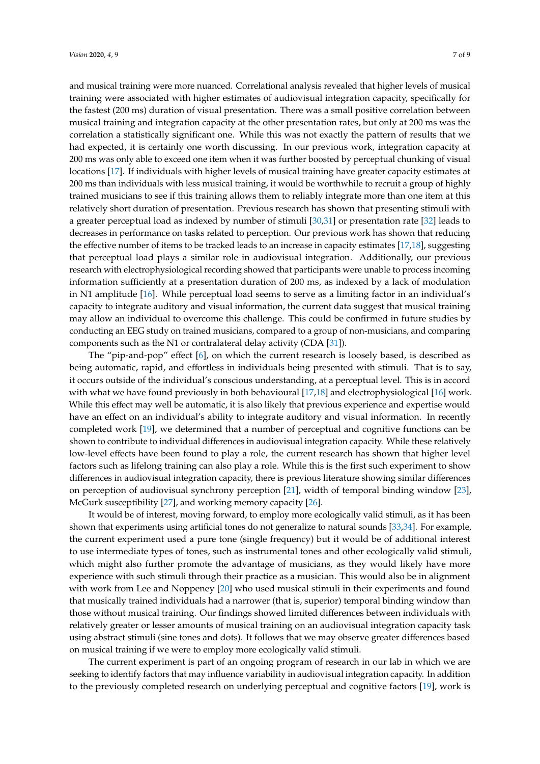and musical training were more nuanced. Correlational analysis revealed that higher levels of musical training were associated with higher estimates of audiovisual integration capacity, specifically for the fastest (200 ms) duration of visual presentation. There was a small positive correlation between musical training and integration capacity at the other presentation rates, but only at 200 ms was the correlation a statistically significant one. While this was not exactly the pattern of results that we had expected, it is certainly one worth discussing. In our previous work, integration capacity at 200 ms was only able to exceed one item when it was further boosted by perceptual chunking of visual locations [17]. If individuals with higher levels of musical training have greater capacity estimates at 200 ms than individuals with less musical training, it would be worthwhile to recruit a group of highly trained musicians to see if this training allows them to reliably integrate more than one item at this relatively short duration of presentation. Previous research has shown that presenting stimuli with a greater perceptual load as indexed by number of stimuli [30,31] or presentation rate [32] leads to decreases in performance on tasks related to perception. Our previous work has shown that reducing the effective number of items to be tracked leads to an increase in capacity estimates [17,18], suggesting that perceptual load plays a similar role in audiovisual integration. Additionally, our previous research with electrophysiological recording showed that participants were unable to process incoming information sufficiently at a presentation duration of 200 ms, as indexed by a lack of modulation in N1 amplitude [16]. While perceptual load seems to serve as a limiting factor in an individual's capacity to integrate auditory and visual information, the current data suggest that musical training may allow an individual to overcome this challenge. This could be confirmed in future studies by conducting an EEG study on trained musicians, compared to a group of non-musicians, and comparing components such as the N1 or contralateral delay activity (CDA [31]).

The "pip-and-pop" effect [6], on which the current research is loosely based, is described as being automatic, rapid, and effortless in individuals being presented with stimuli. That is to say, it occurs outside of the individual's conscious understanding, at a perceptual level. This is in accord with what we have found previously in both behavioural [17,18] and electrophysiological [16] work. While this effect may well be automatic, it is also likely that previous experience and expertise would have an effect on an individual's ability to integrate auditory and visual information. In recently completed work [19], we determined that a number of perceptual and cognitive functions can be shown to contribute to individual differences in audiovisual integration capacity. While these relatively low-level effects have been found to play a role, the current research has shown that higher level factors such as lifelong training can also play a role. While this is the first such experiment to show differences in audiovisual integration capacity, there is previous literature showing similar differences on perception of audiovisual synchrony perception [21], width of temporal binding window [23], McGurk susceptibility [27], and working memory capacity [26].

It would be of interest, moving forward, to employ more ecologically valid stimuli, as it has been shown that experiments using artificial tones do not generalize to natural sounds [33,34]. For example, the current experiment used a pure tone (single frequency) but it would be of additional interest to use intermediate types of tones, such as instrumental tones and other ecologically valid stimuli, which might also further promote the advantage of musicians, as they would likely have more experience with such stimuli through their practice as a musician. This would also be in alignment with work from Lee and Noppeney [20] who used musical stimuli in their experiments and found that musically trained individuals had a narrower (that is, superior) temporal binding window than those without musical training. Our findings showed limited differences between individuals with relatively greater or lesser amounts of musical training on an audiovisual integration capacity task using abstract stimuli (sine tones and dots). It follows that we may observe greater differences based on musical training if we were to employ more ecologically valid stimuli.

The current experiment is part of an ongoing program of research in our lab in which we are seeking to identify factors that may influence variability in audiovisual integration capacity. In addition to the previously completed research on underlying perceptual and cognitive factors [19], work is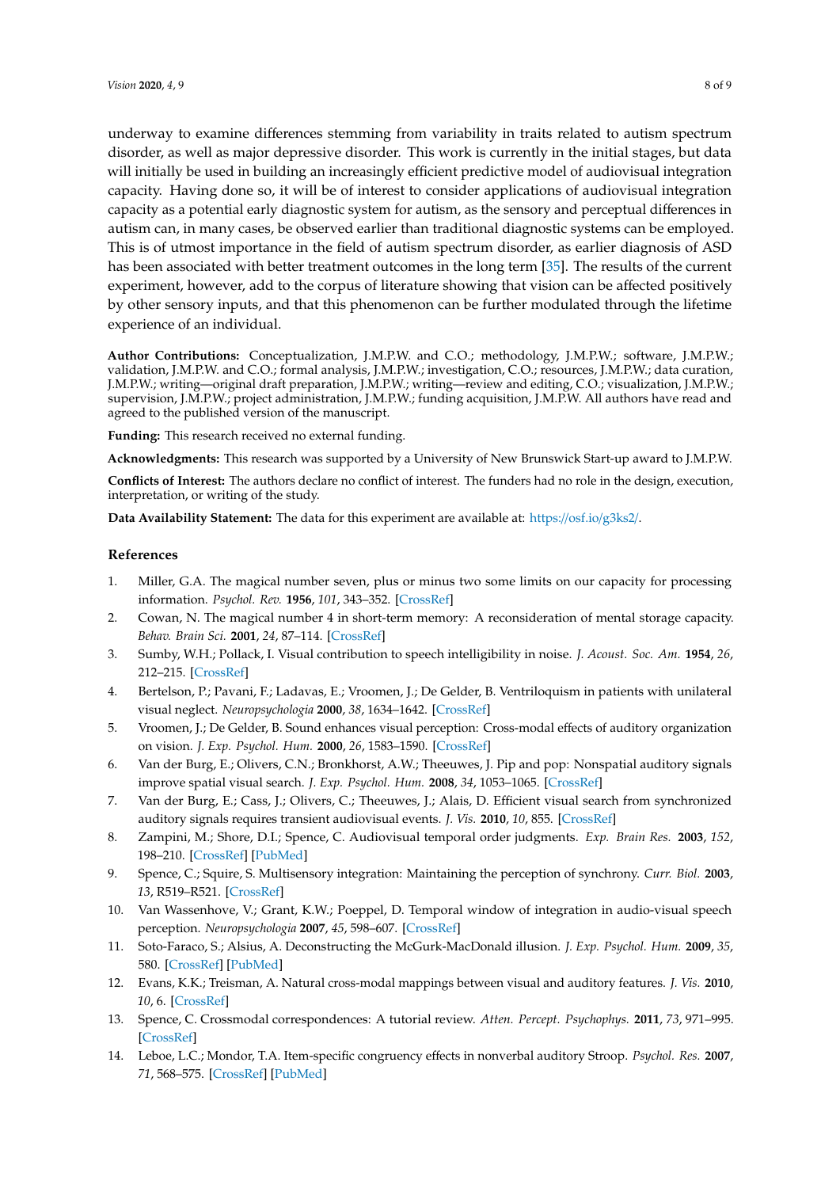underway to examine differences stemming from variability in traits related to autism spectrum disorder, as well as major depressive disorder. This work is currently in the initial stages, but data will initially be used in building an increasingly efficient predictive model of audiovisual integration capacity. Having done so, it will be of interest to consider applications of audiovisual integration capacity as a potential early diagnostic system for autism, as the sensory and perceptual differences in autism can, in many cases, be observed earlier than traditional diagnostic systems can be employed. This is of utmost importance in the field of autism spectrum disorder, as earlier diagnosis of ASD has been associated with better treatment outcomes in the long term [35]. The results of the current experiment, however, add to the corpus of literature showing that vision can be affected positively by other sensory inputs, and that this phenomenon can be further modulated through the lifetime experience of an individual.

**Author Contributions:** Conceptualization, J.M.P.W. and C.O.; methodology, J.M.P.W.; software, J.M.P.W.; validation, J.M.P.W. and C.O.; formal analysis, J.M.P.W.; investigation, C.O.; resources, J.M.P.W.; data curation, J.M.P.W.; writing—original draft preparation, J.M.P.W.; writing—review and editing, C.O.; visualization, J.M.P.W.; supervision, J.M.P.W.; project administration, J.M.P.W.; funding acquisition, J.M.P.W. All authors have read and agreed to the published version of the manuscript.

**Funding:** This research received no external funding.

**Acknowledgments:** This research was supported by a University of New Brunswick Start-up award to J.M.P.W.

**Conflicts of Interest:** The authors declare no conflict of interest. The funders had no role in the design, execution, interpretation, or writing of the study.

**Data Availability Statement:** The data for this experiment are available at: https://osf.io/g3ks2/.

## References

1. Miller, G.A. The magical number seven, plus or minus two some limits on our capacity for processing information. *Psychol. Rev.* **1956**, *101*, 343–352. [CrossRef]
2. Cowan, N. The magical number 4 in short-term memory: A reconsideration of mental storage capacity. *Behav. Brain Sci.* **2001**, *24*, 87–114. [CrossRef]
3. Sumby, W.H.; Pollack, I. Visual contribution to speech intelligibility in noise. *J. Acoust. Soc. Am.* **1954**, *26*, 212–215. [CrossRef]
4. Bertelson, P.; Pavani, F.; Ladavas, E.; Vroomen, J.; De Gelder, B. Ventriloquism in patients with unilateral visual neglect. *Neuropsychologia* **2000**, *38*, 1634–1642. [CrossRef]
5. Vroomen, J.; De Gelder, B. Sound enhances visual perception: Cross-modal effects of auditory organization on vision. *J. Exp. Psychol. Hum.* **2000**, *26*, 1583–1590. [CrossRef]
6. Van der Burg, E.; Olivers, C.N.; Bronkhorst, A.W.; Theeuwes, J. Pip and pop: Nonspatial auditory signals improve spatial visual search. *J. Exp. Psychol. Hum.* **2008**, *34*, 1053–1065. [CrossRef]
7. Van der Burg, E.; Cass, J.; Olivers, C.; Theeuwes, J.; Alais, D. Efficient visual search from synchronized auditory signals requires transient audiovisual events. *J. Vis.* **2010**, *10*, 855. [CrossRef]
8. Zampini, M.; Shore, D.I.; Spence, C. Audiovisual temporal order judgments. *Exp. Brain Res.* **2003**, *152*, 198–210. [CrossRef] [PubMed]
9. Spence, C.; Squire, S. Multisensory integration: Maintaining the perception of synchrony. *Curr. Biol.* **2003**, *13*, R519–R521. [CrossRef]
10. Van Wassenhove, V.; Grant, K.W.; Poeppel, D. Temporal window of integration in audio-visual speech perception. *Neuropsychologia* **2007**, *45*, 598–607. [CrossRef]
11. Soto-Faraco, S.; Alsius, A. Deconstructing the McGurk-MacDonald illusion. *J. Exp. Psychol. Hum.* **2009**, *35*, 580. [CrossRef] [PubMed]
12. Evans, K.K.; Treisman, A. Natural cross-modal mappings between visual and auditory features. *J. Vis.* **2010**, *10*, 6. [CrossRef]
13. Spence, C. Crossmodal correspondences: A tutorial review. *Atten. Percept. Psychophys.* **2011**, *73*, 971–995. [CrossRef]
14. Leboe, L.C.; Mondor, T.A. Item-specific congruency effects in nonverbal auditory Stroop. *Psychol. Res.* **2007**, *71*, 568–575. [CrossRef] [PubMed]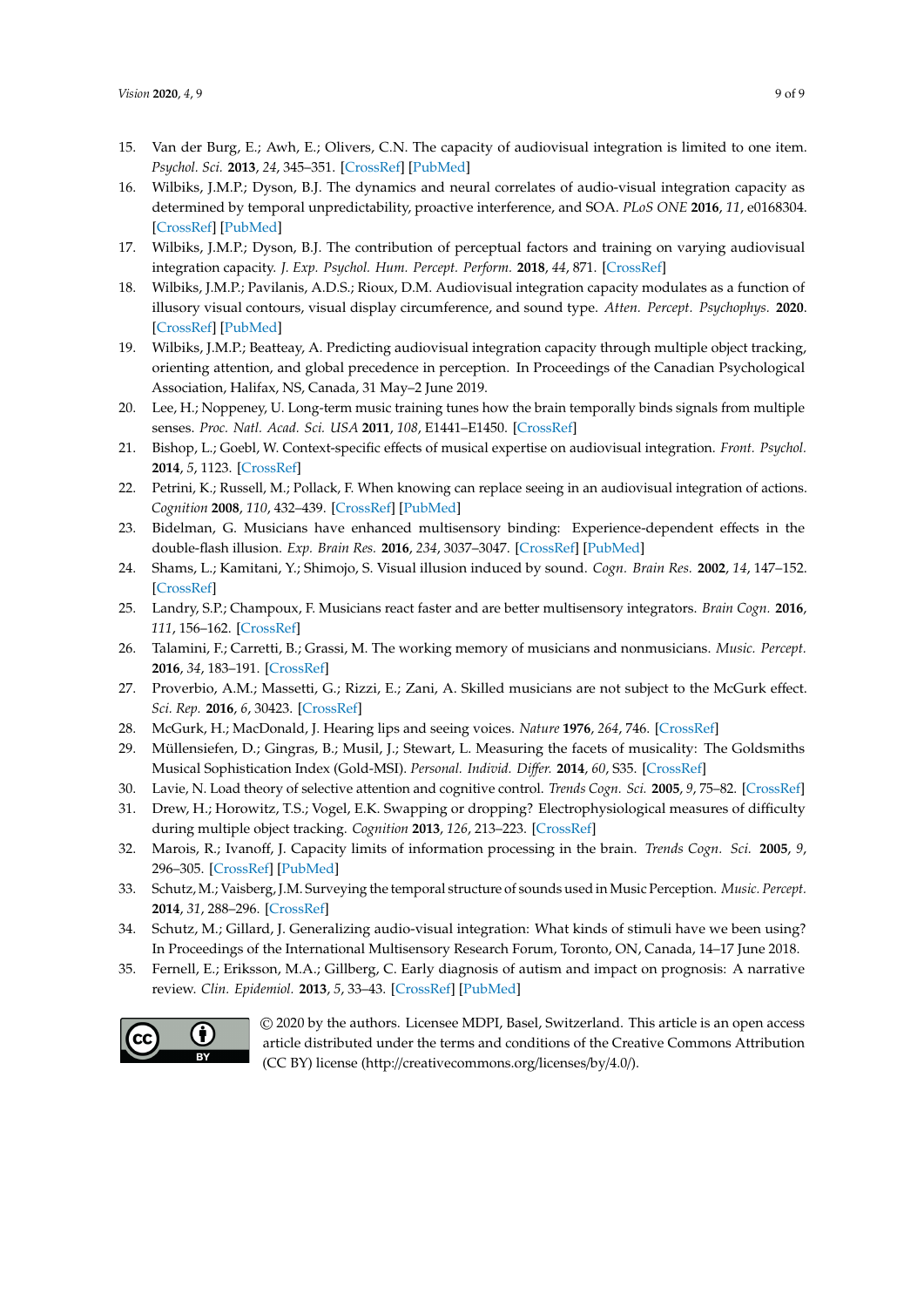15. Van der Burg, E.; Awh, E.; Olivers, C.N. The capacity of audiovisual integration is limited to one item. *Psychol. Sci.* **2013**, *24*, 345–351. [CrossRef] [PubMed]
16. Wilbiks, J.M.P.; Dyson, B.J. The dynamics and neural correlates of audio-visual integration capacity as determined by temporal unpredictability, proactive interference, and SOA. *PLoS ONE* **2016**, *11*, e0168304. [CrossRef] [PubMed]
17. Wilbiks, J.M.P.; Dyson, B.J. The contribution of perceptual factors and training on varying audiovisual integration capacity. *J. Exp. Psychol. Hum. Percept. Perform.* **2018**, *44*, 871. [CrossRef]
18. Wilbiks, J.M.P.; Pavilanis, A.D.S.; Rioux, D.M. Audiovisual integration capacity modulates as a function of illusory visual contours, visual display circumference, and sound type. *Atten. Percept. Psychophys.* **2020**. [CrossRef] [PubMed]
19. Wilbiks, J.M.P.; Beatteay, A. Predicting audiovisual integration capacity through multiple object tracking, orienting attention, and global precedence in perception. In Proceedings of the Canadian Psychological Association, Halifax, NS, Canada, 31 May–2 June 2019.
20. Lee, H.; Noppeney, U. Long-term music training tunes how the brain temporally binds signals from multiple senses. *Proc. Natl. Acad. Sci. USA* **2011**, *108*, E1441–E1450. [CrossRef]
21. Bishop, L.; Goebl, W. Context-specific effects of musical expertise on audiovisual integration. *Front. Psychol.* **2014**, *5*, 1123. [CrossRef]
22. Petrini, K.; Russell, M.; Pollack, F. When knowing can replace seeing in an audiovisual integration of actions. *Cognition* **2008**, *110*, 432–439. [CrossRef] [PubMed]
23. Bidelman, G. Musicians have enhanced multisensory binding: Experience-dependent effects in the double-flash illusion. *Exp. Brain Res.* **2016**, *234*, 3037–3047. [CrossRef] [PubMed]
24. Shams, L.; Kamitani, Y.; Shimojo, S. Visual illusion induced by sound. *Cogn. Brain Res.* **2002**, *14*, 147–152. [CrossRef]
25. Landry, S.P.; Champoux, F. Musicians react faster and are better multisensory integrators. *Brain Cogn.* **2016**, *111*, 156–162. [CrossRef]
26. Talamini, F.; Carretti, B.; Grassi, M. The working memory of musicians and nonmusicians. *Music. Percept.* **2016**, *34*, 183–191. [CrossRef]
27. Proverbio, A.M.; Massetti, G.; Rizzi, E.; Zani, A. Skilled musicians are not subject to the McGurk effect. *Sci. Rep.* **2016**, *6*, 30423. [CrossRef]
28. McGurk, H.; MacDonald, J. Hearing lips and seeing voices. *Nature* **1976**, *264*, 746. [CrossRef]
29. Müllensiefen, D.; Gingras, B.; Musil, J.; Stewart, L. Measuring the facets of musicality: The Goldsmiths Musical Sophistication Index (Gold-MSI). *Personal. Individ. Differ.* **2014**, *60*, S35. [CrossRef]
30. Lavie, N. Load theory of selective attention and cognitive control. *Trends Cogn. Sci.* **2005**, *9*, 75–82. [CrossRef]
31. Drew, H.; Horowitz, T.S.; Vogel, E.K. Swapping or dropping? Electrophysiological measures of difficulty during multiple object tracking. *Cognition* **2013**, *126*, 213–223. [CrossRef]
32. Marois, R.; Ivanoff, J. Capacity limits of information processing in the brain. *Trends Cogn. Sci.* **2005**, *9*, 296–305. [CrossRef] [PubMed]
33. Schutz, M.; Vaisberg, J.M. Surveying the temporal structure of sounds used in Music Perception. *Music. Percept.* **2014**, *31*, 288–296. [CrossRef]
34. Schutz, M.; Gillard, J. Generalizing audio-visual integration: What kinds of stimuli have we been using? In Proceedings of the International Multisensory Research Forum, Toronto, ON, Canada, 14–17 June 2018.
35. Fernell, E.; Eriksson, M.A.; Gillberg, C. Early diagnosis of autism and impact on prognosis: A narrative review. *Clin. Epidemiol.* **2013**, *5*, 33–43. [CrossRef] [PubMed]

© 2020 by the authors. Licensee MDPI, Basel, Switzerland. This article is an open access article distributed under the terms and conditions of the Creative Commons Attribution (CC BY) license (http://creativecommons.org/licenses/by/4.0/).